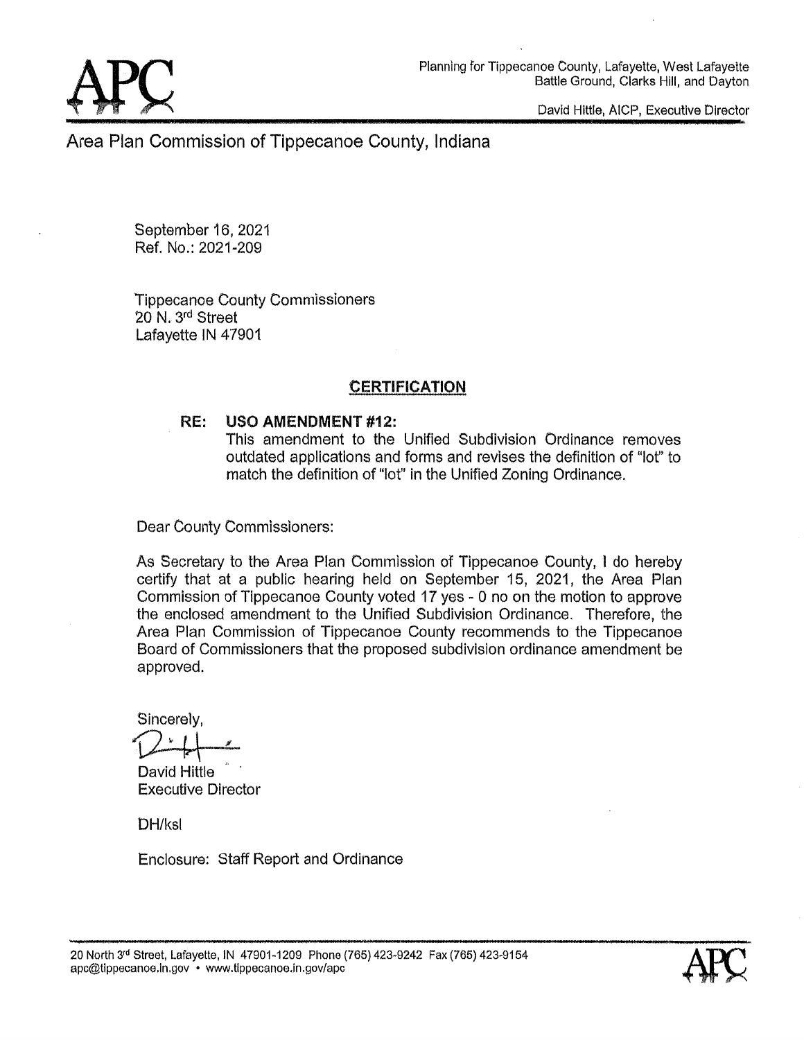APC

Planning for Tippecanoe County, Lafayette, West Lafayette
Battle Ground, Clarks Hill, and Dayton

David Hittle, AICP, Executive Director

# Area Plan Commission of Tippecanoe County, Indiana

September 16, 2021
Ref. No.: 2021-209

Tippecanoe County Commissioners
20 N. 3rd Street
Lafayette IN 47901

## CERTIFICATION

**RE: USO AMENDMENT #12:**
This amendment to the Unified Subdivision Ordinance removes outdated applications and forms and revises the definition of "lot" to match the definition of "lot" in the Unified Zoning Ordinance.

Dear County Commissioners:

As Secretary to the Area Plan Commission of Tippecanoe County, I do hereby certify that at a public hearing held on September 15, 2021, the Area Plan Commission of Tippecanoe County voted 17 yes - 0 no on the motion to approve the enclosed amendment to the Unified Subdivision Ordinance. Therefore, the Area Plan Commission of Tippecanoe County recommends to the Tippecanoe Board of Commissioners that the proposed subdivision ordinance amendment be approved.

Sincerely,

David Hittle
Executive Director

DH/ksl

Enclosure: Staff Report and Ordinance

20 North 3rd Street, Lafayette, IN 47901-1209 Phone (765) 423-9242 Fax (765) 423-9154
apc@tippecanoe.in.gov • www.tippecanoe.in.gov/apc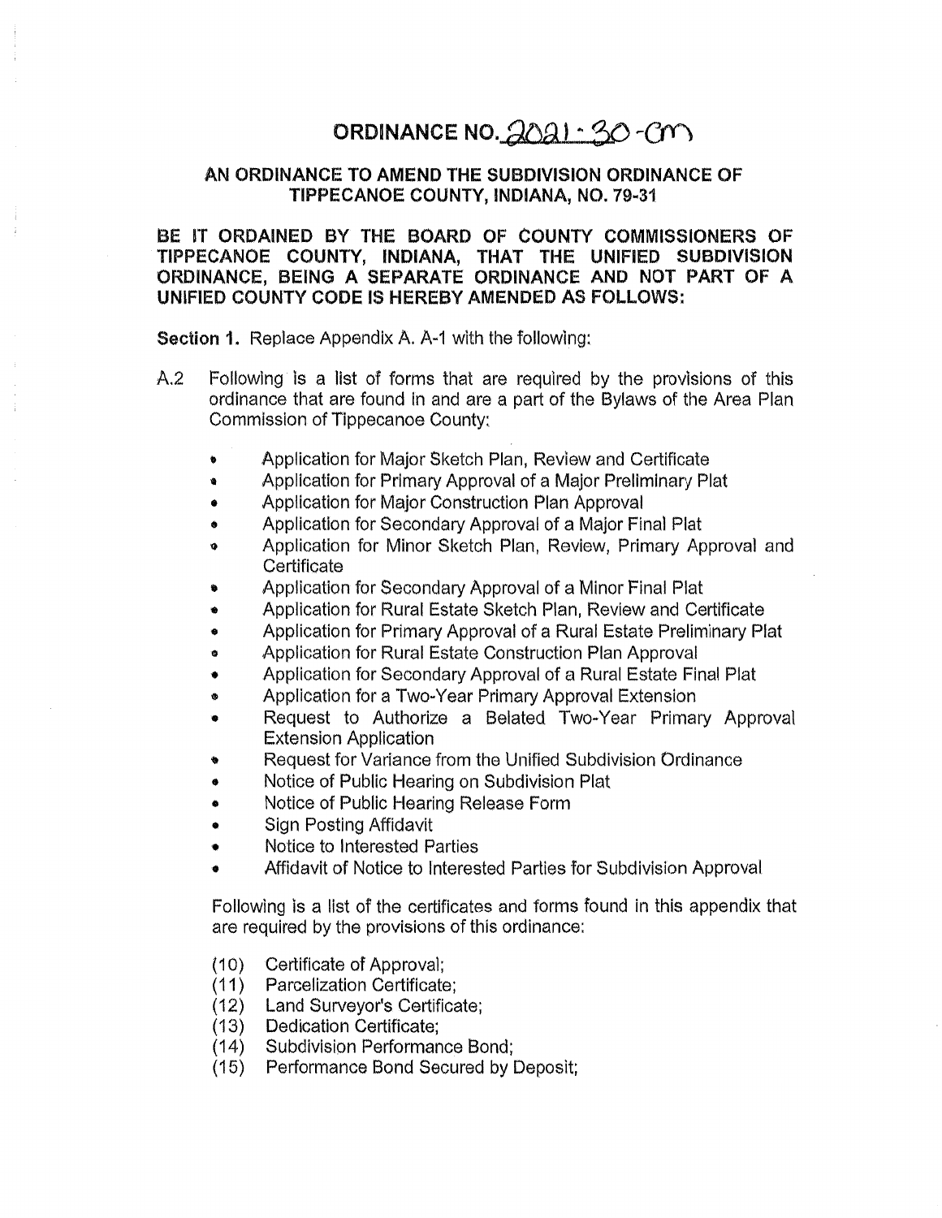# ORDINANCE NO. 2021-30-CM

## AN ORDINANCE TO AMEND THE SUBDIVISION ORDINANCE OF TIPPECANOE COUNTY, INDIANA, NO. 79-31

**BE IT ORDAINED BY THE BOARD OF COUNTY COMMISSIONERS OF TIPPECANOE COUNTY, INDIANA, THAT THE UNIFIED SUBDIVISION ORDINANCE, BEING A SEPARATE ORDINANCE AND NOT PART OF A UNIFIED COUNTY CODE IS HEREBY AMENDED AS FOLLOWS:**

**Section 1.** Replace Appendix A. A-1 with the following:

A.2 Following is a list of forms that are required by the provisions of this ordinance that are found in and are a part of the Bylaws of the Area Plan Commission of Tippecanoe County:

- Application for Major Sketch Plan, Review and Certificate
- Application for Primary Approval of a Major Preliminary Plat
- Application for Major Construction Plan Approval
- Application for Secondary Approval of a Major Final Plat
- Application for Minor Sketch Plan, Review, Primary Approval and Certificate
- Application for Secondary Approval of a Minor Final Plat
- Application for Rural Estate Sketch Plan, Review and Certificate
- Application for Primary Approval of a Rural Estate Preliminary Plat
- Application for Rural Estate Construction Plan Approval
- Application for Secondary Approval of a Rural Estate Final Plat
- Application for a Two-Year Primary Approval Extension
- Request to Authorize a Belated Two-Year Primary Approval Extension Application
- Request for Variance from the Unified Subdivision Ordinance
- Notice of Public Hearing on Subdivision Plat
- Notice of Public Hearing Release Form
- Sign Posting Affidavit
- Notice to Interested Parties
- Affidavit of Notice to Interested Parties for Subdivision Approval

Following is a list of the certificates and forms found in this appendix that are required by the provisions of this ordinance:

(10) Certificate of Approval;
(11) Parcelization Certificate;
(12) Land Surveyor's Certificate;
(13) Dedication Certificate;
(14) Subdivision Performance Bond;
(15) Performance Bond Secured by Deposit;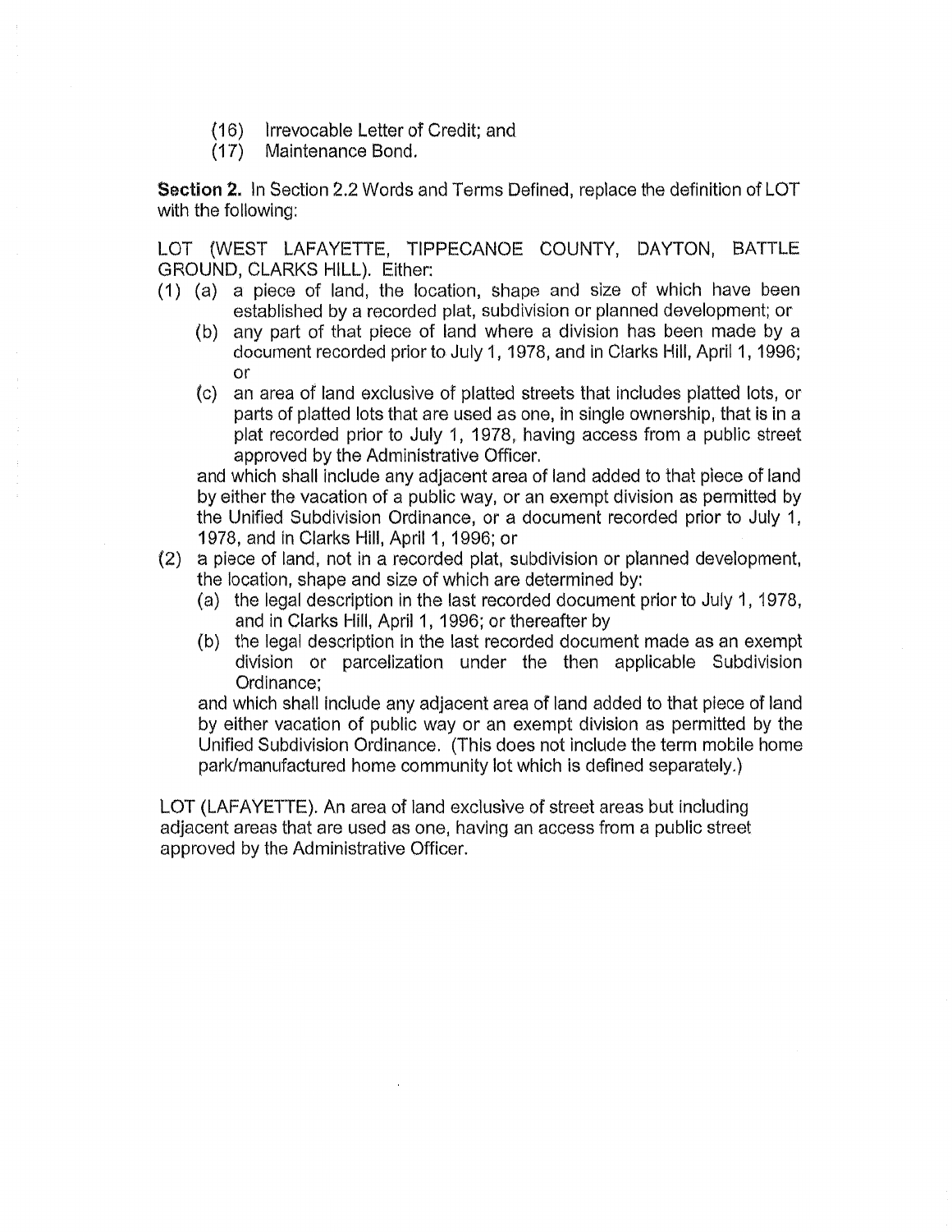(16) Irrevocable Letter of Credit; and
(17) Maintenance Bond.

**Section 2.** In Section 2.2 Words and Terms Defined, replace the definition of LOT with the following:

LOT (WEST LAFAYETTE, TIPPECANOE COUNTY, DAYTON, BATTLE GROUND, CLARKS HILL). Either:

(1) (a) a piece of land, the location, shape and size of which have been established by a recorded plat, subdivision or planned development; or

  (b) any part of that piece of land where a division has been made by a document recorded prior to July 1, 1978, and in Clarks Hill, April 1, 1996; or

  (c) an area of land exclusive of platted streets that includes platted lots, or parts of platted lots that are used as one, in single ownership, that is in a plat recorded prior to July 1, 1978, having access from a public street approved by the Administrative Officer.

  and which shall include any adjacent area of land added to that piece of land by either the vacation of a public way, or an exempt division as permitted by the Unified Subdivision Ordinance, or a document recorded prior to July 1, 1978, and in Clarks Hill, April 1, 1996; or

(2) a piece of land, not in a recorded plat, subdivision or planned development, the location, shape and size of which are determined by:

  (a) the legal description in the last recorded document prior to July 1, 1978, and in Clarks Hill, April 1, 1996; or thereafter by

  (b) the legal description in the last recorded document made as an exempt division or parcelization under the then applicable Subdivision Ordinance;

  and which shall include any adjacent area of land added to that piece of land by either vacation of public way or an exempt division as permitted by the Unified Subdivision Ordinance. (This does not include the term mobile home park/manufactured home community lot which is defined separately.)

LOT (LAFAYETTE). An area of land exclusive of street areas but including adjacent areas that are used as one, having an access from a public street approved by the Administrative Officer.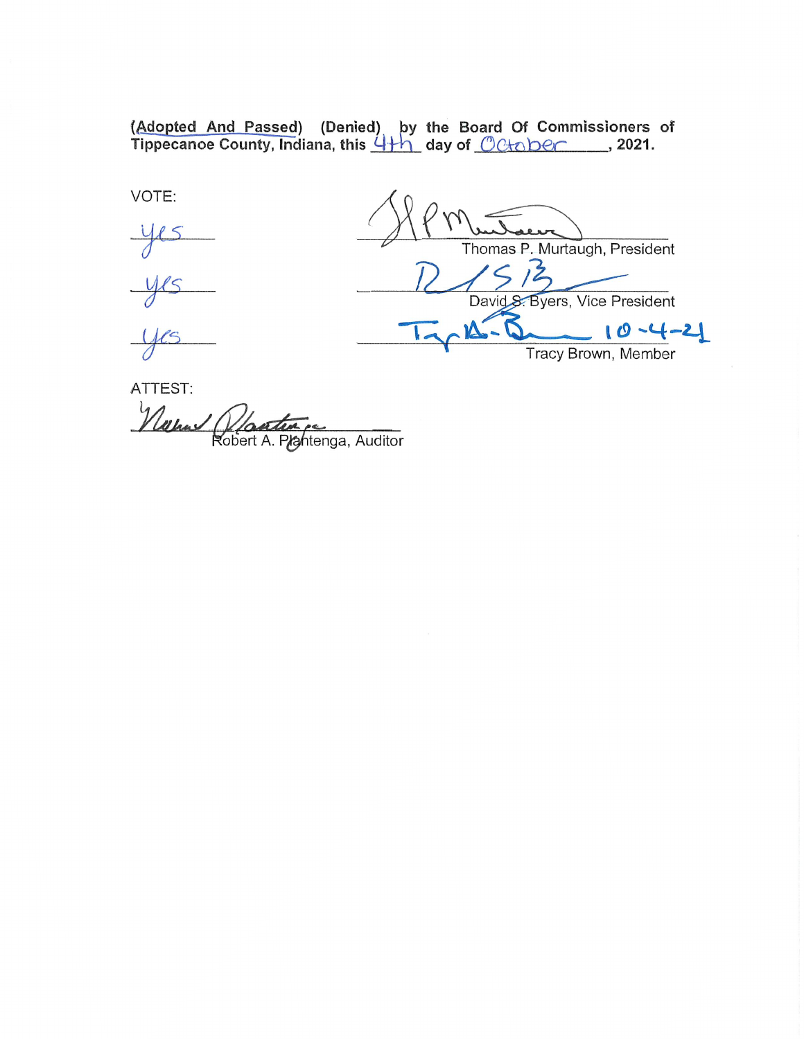**(Adopted And Passed) (Denied) by the Board Of Commissioners of Tippecanoe County, Indiana, this 4th day of October, 2021.**

VOTE:

| | |
|---|---|
| yes | Thomas P. Murtaugh, President |
| yes | David S. Byers, Vice President |
| yes | Tracy Brown, Member 10-4-21 |

ATTEST:

Robert A. Plantenga, Auditor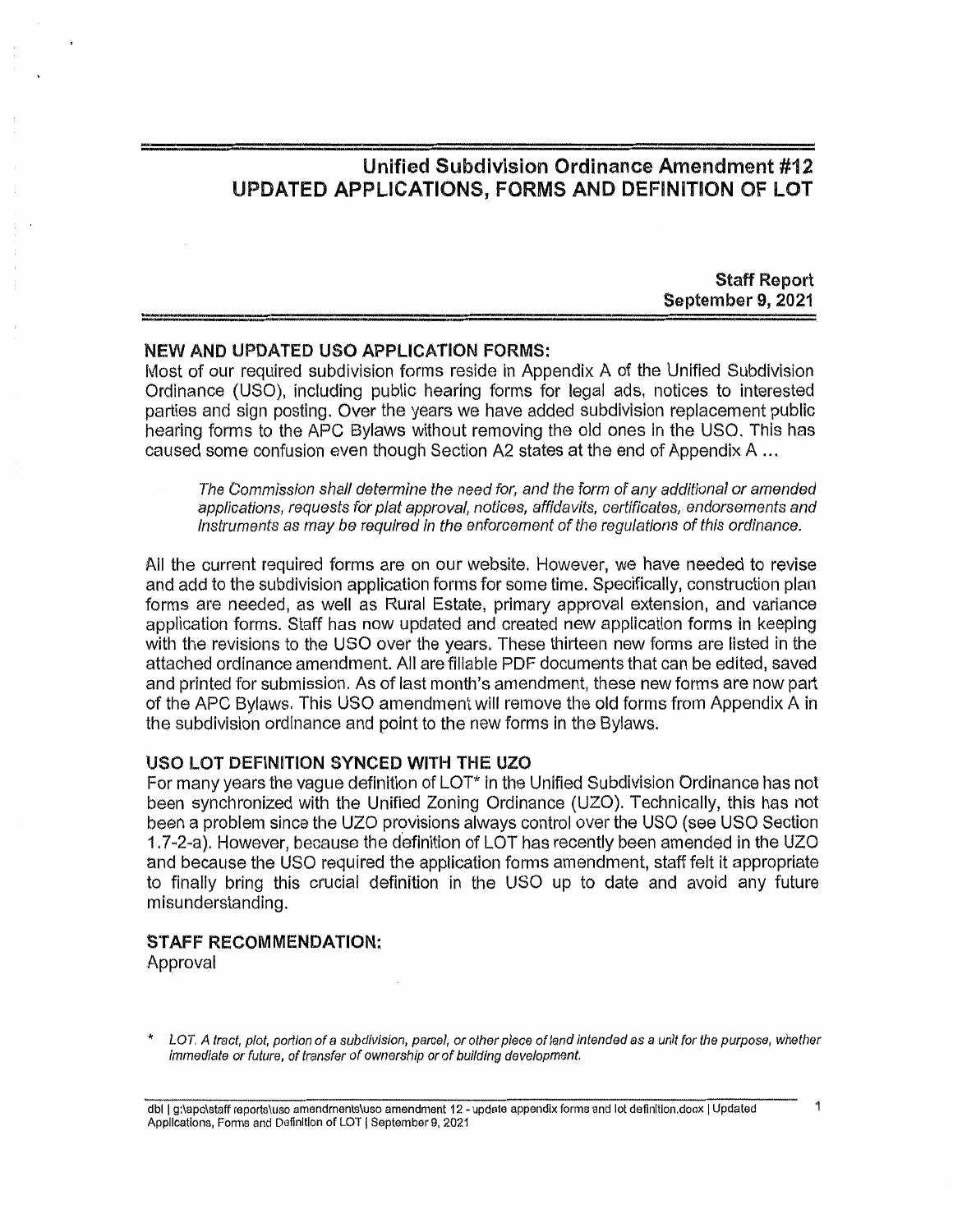# Unified Subdivision Ordinance Amendment #12
# UPDATED APPLICATIONS, FORMS AND DEFINITION OF LOT

**Staff Report**
**September 9, 2021**

## NEW AND UPDATED USO APPLICATION FORMS:

Most of our required subdivision forms reside in Appendix A of the Unified Subdivision Ordinance (USO), including public hearing forms for legal ads, notices to interested parties and sign posting. Over the years we have added subdivision replacement public hearing forms to the APC Bylaws without removing the old ones in the USO. This has caused some confusion even though Section A2 states at the end of Appendix A ...

> *The Commission shall determine the need for, and the form of any additional or amended applications, requests for plat approval, notices, affidavits, certificates, endorsements and instruments as may be required in the enforcement of the regulations of this ordinance.*

All the current required forms are on our website. However, we have needed to revise and add to the subdivision application forms for some time. Specifically, construction plan forms are needed, as well as Rural Estate, primary approval extension, and variance application forms. Staff has now updated and created new application forms in keeping with the revisions to the USO over the years. These thirteen new forms are listed in the attached ordinance amendment. All are fillable PDF documents that can be edited, saved and printed for submission. As of last month's amendment, these new forms are now part of the APC Bylaws. This USO amendment will remove the old forms from Appendix A in the subdivision ordinance and point to the new forms in the Bylaws.

## USO LOT DEFINITION SYNCED WITH THE UZO

For many years the vague definition of LOT* in the Unified Subdivision Ordinance has not been synchronized with the Unified Zoning Ordinance (UZO). Technically, this has not been a problem since the UZO provisions always control over the USO (see USO Section 1.7-2-a). However, because the definition of LOT has recently been amended in the UZO and because the USO required the application forms amendment, staff felt it appropriate to finally bring this crucial definition in the USO up to date and avoid any future misunderstanding.

## STAFF RECOMMENDATION:

Approval

\* *LOT. A tract, plot, portion of a subdivision, parcel, or other piece of land intended as a unit for the purpose, whether immediate or future, of transfer of ownership or of building development.*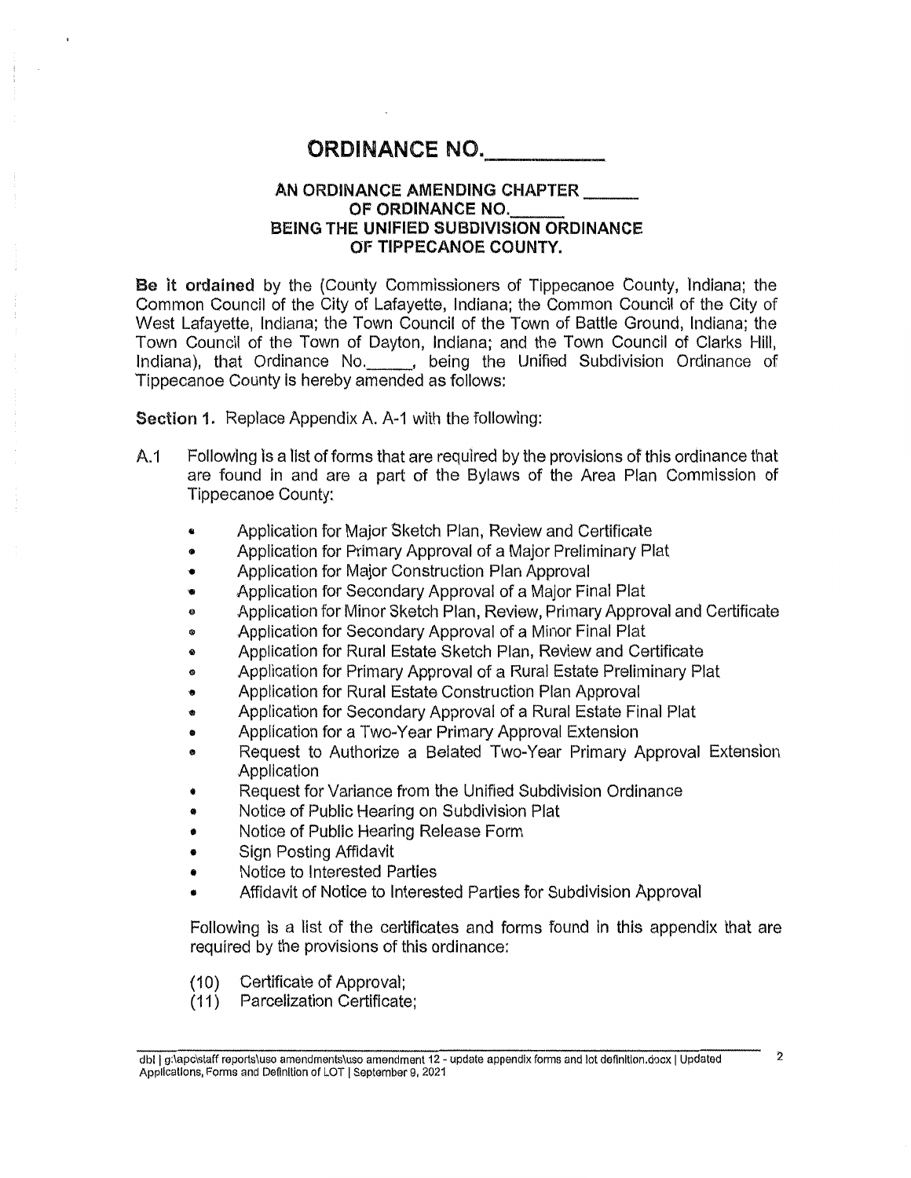# ORDINANCE NO.\_\_\_\_\_\_\_\_\_\_

## AN ORDINANCE AMENDING CHAPTER \_\_\_\_\_\_ OF ORDINANCE NO.\_\_\_\_\_\_ BEING THE UNIFIED SUBDIVISION ORDINANCE OF TIPPECANOE COUNTY.

**Be it ordained** by the (County Commissioners of Tippecanoe County, Indiana; the Common Council of the City of Lafayette, Indiana; the Common Council of the City of West Lafayette, Indiana; the Town Council of the Town of Battle Ground, Indiana; the Town Council of the Town of Dayton, Indiana; and the Town Council of Clarks Hill, Indiana), that Ordinance No.\_\_\_\_\_\_, being the Unified Subdivision Ordinance of Tippecanoe County is hereby amended as follows:

**Section 1.** Replace Appendix A. A-1 with the following:

A.1 Following is a list of forms that are required by the provisions of this ordinance that are found in and are a part of the Bylaws of the Area Plan Commission of Tippecanoe County:

- Application for Major Sketch Plan, Review and Certificate
- Application for Primary Approval of a Major Preliminary Plat
- Application for Major Construction Plan Approval
- Application for Secondary Approval of a Major Final Plat
- Application for Minor Sketch Plan, Review, Primary Approval and Certificate
- Application for Secondary Approval of a Minor Final Plat
- Application for Rural Estate Sketch Plan, Review and Certificate
- Application for Primary Approval of a Rural Estate Preliminary Plat
- Application for Rural Estate Construction Plan Approval
- Application for Secondary Approval of a Rural Estate Final Plat
- Application for a Two-Year Primary Approval Extension
- Request to Authorize a Belated Two-Year Primary Approval Extension Application
- Request for Variance from the Unified Subdivision Ordinance
- Notice of Public Hearing on Subdivision Plat
- Notice of Public Hearing Release Form
- Sign Posting Affidavit
- Notice to Interested Parties
- Affidavit of Notice to Interested Parties for Subdivision Approval

Following is a list of the certificates and forms found in this appendix that are required by the provisions of this ordinance:

(10) Certificate of Approval;
(11) Parcelization Certificate;

dbl | g:\apc\staff reports\uso amendments\uso amendment 12 - update appendix forms and lot definition.docx | Updated Applications, Forms and Definition of LOT | September 9, 2021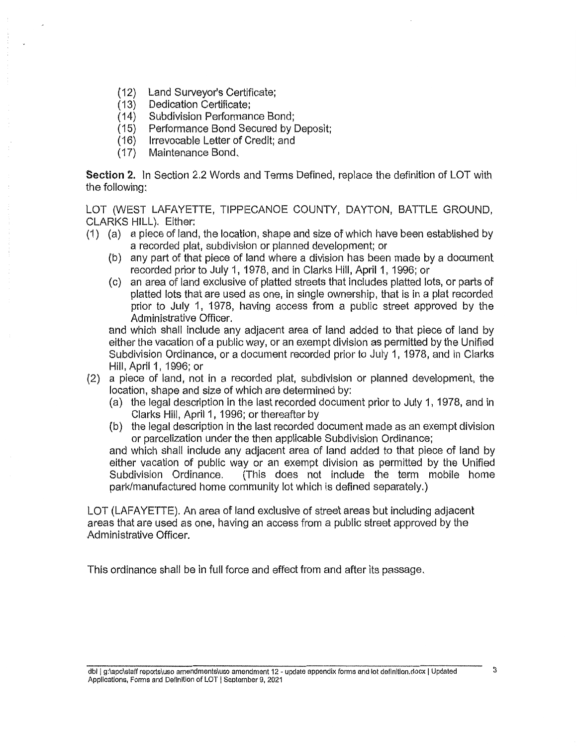(12) Land Surveyor's Certificate;
(13) Dedication Certificate;
(14) Subdivision Performance Bond;
(15) Performance Bond Secured by Deposit;
(16) Irrevocable Letter of Credit; and
(17) Maintenance Bond.

**Section 2.** In Section 2.2 Words and Terms Defined, replace the definition of LOT with the following:

LOT (WEST LAFAYETTE, TIPPECANOE COUNTY, DAYTON, BATTLE GROUND, CLARKS HILL). Either:

(1) (a) a piece of land, the location, shape and size of which have been established by a recorded plat, subdivision or planned development; or

  (b) any part of that piece of land where a division has been made by a document recorded prior to July 1, 1978, and in Clarks Hill, April 1, 1996; or

  (c) an area of land exclusive of platted streets that includes platted lots, or parts of platted lots that are used as one, in single ownership, that is in a plat recorded prior to July 1, 1978, having access from a public street approved by the Administrative Officer.

  and which shall include any adjacent area of land added to that piece of land by either the vacation of a public way, or an exempt division as permitted by the Unified Subdivision Ordinance, or a document recorded prior to July 1, 1978, and in Clarks Hill, April 1, 1996; or

(2) a piece of land, not in a recorded plat, subdivision or planned development, the location, shape and size of which are determined by:

  (a) the legal description in the last recorded document prior to July 1, 1978, and in Clarks Hill, April 1, 1996; or thereafter by

  (b) the legal description in the last recorded document made as an exempt division or parcelization under the then applicable Subdivision Ordinance;

  and which shall include any adjacent area of land added to that piece of land by either vacation of public way or an exempt division as permitted by the Unified Subdivision Ordinance. (This does not include the term mobile home park/manufactured home community lot which is defined separately.)

LOT (LAFAYETTE). An area of land exclusive of street areas but including adjacent areas that are used as one, having an access from a public street approved by the Administrative Officer.

This ordinance shall be in full force and effect from and after its passage.

dbl | g:\apc\staff reports\uso amendments\uso amendment 12 - update appendix forms and lot definition.docx | Updated Applications, Forms and Definition of LOT | September 9, 2021